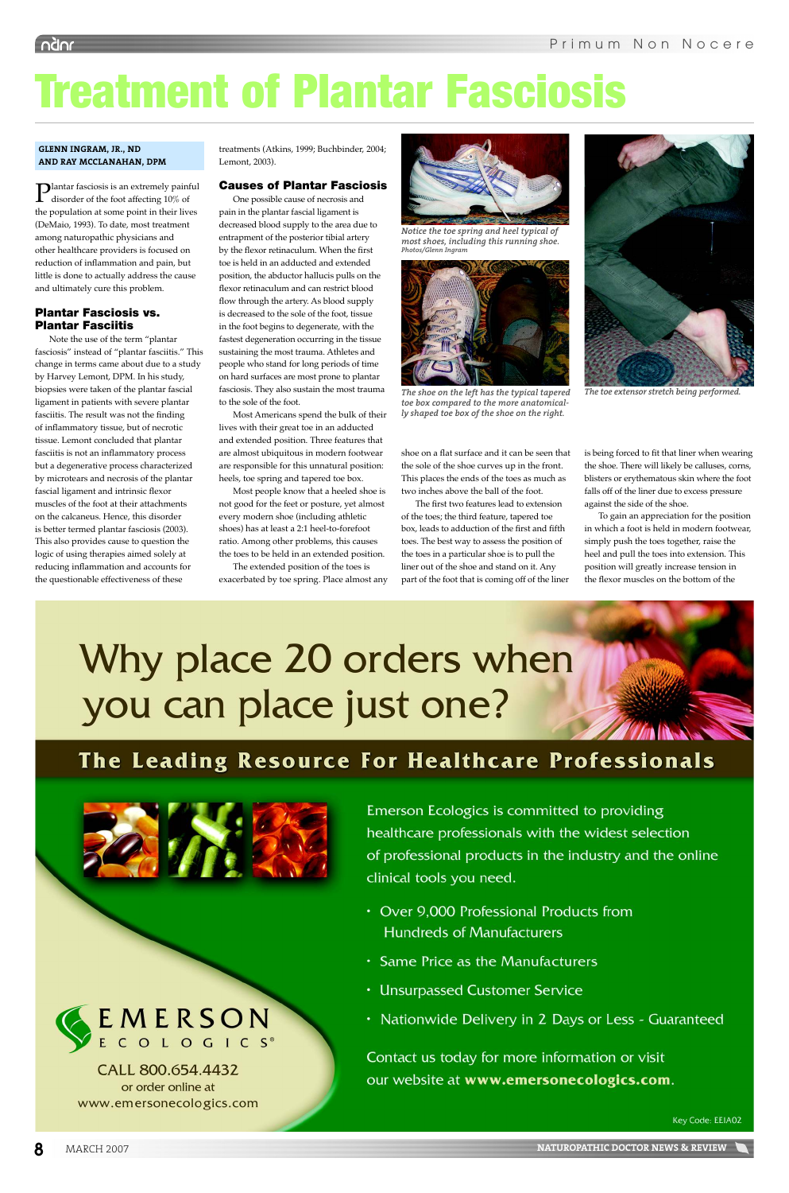# Treatment of Plantar Fasciosis

**GLENN INGRAM, JR., ND AND RAY MCCLANAHAN, DPM**

Plantar fasciosis is an extremely painful disorder of the foot affecting 10% of the population at some point in their lives (DeMaio, 1993). To date, most treatment among naturopathic physicians and other healthcare providers is focused on reduction of inflammation and pain, but little is done to actually address the cause and ultimately cure this problem.

## Plantar Fasciosis vs. Plantar Fasciitis

Note the use of the term "plantar fasciosis" instead of "plantar fasciitis." This change in terms came about due to a study by Harvey Lemont, DPM. In his study, biopsies were taken of the plantar fascial ligament in patients with severe plantar fasciitis. The result was not the finding of inflammatory tissue, but of necrotic tissue. Lemont concluded that plantar fasciitis is not an inflammatory process but a degenerative process characterized by microtears and necrosis of the plantar fascial ligament and intrinsic flexor muscles of the foot at their attachments on the calcaneus. Hence, this disorder is better termed plantar fasciosis (2003). This also provides cause to question the logic of using therapies aimed solely at reducing inflammation and accounts for the questionable effectiveness of these treatments (Atkins, 1999; Buchbinder, 2004; Lemont, 2003).

## Causes of Plantar Fasciosis

One possible cause of necrosis and pain in the plantar fascial ligament is decreased blood supply to the area due to entrapment of the posterior tibial artery by the flexor retinaculum. When the first toe is held in an adducted and extended position, the abductor hallucis pulls on the flexor retinaculum and can restrict blood flow through the artery. As blood supply is decreased to the sole of the foot, tissue in the foot begins to degenerate, with the fastest degeneration occurring in the tissue sustaining the most trauma. Athletes and people who stand for long periods of time on hard surfaces are most prone to plantar fasciosis. They also sustain the most trauma to the sole of the foot.

Most Americans spend the bulk of their lives with their great toe in an adducted and extended position. Three features that are almost ubiquitous in modern footwear are responsible for this unnatural position: heels, toe spring and tapered toe box.

Most people know that a heeled shoe is not good for the feet or posture, yet almost every modern shoe (including athletic shoes) has at least a 2:1 heel-to-forefoot ratio. Among other problems, this causes the toes to be held in an extended position.

The extended position of the toes is exacerbated by toe spring. Place almost any shoe on a flat surface and it can be seen that the sole of the shoe curves up in the front. This places the ends of the toes as much as two inches above the ball of the foot.

The first two features lead to extension of the toes; the third feature, tapered toe box, leads to adduction of the first and fifth toes. The best way to assess the position of the toes in a particular shoe is to pull the liner out of the shoe and stand on it. Any part of the foot that is coming off of the liner is being forced to fit that liner when wearing the shoe. There will likely be calluses, corns, blisters or erythematous skin where the foot falls off of the liner due to excess pressure against the side of the shoe.

To gain an appreciation for the position in which a foot is held in modern footwear, simply push the toes together, raise the heel and pull the toes into extension. This position will greatly increase tension in the flexor muscles on the bottom of the

*Notice the toe spring and heel typical of most shoes, including this running shoe.* *Photos/Glenn Ingram*

*The shoe on the left has the typical tapered toe box compared to the more anatomically shaped toe box of the shoe on the right.*

*The toe extensor stretch being performed.*

---

# Why place 20 orders when you can place just one?

## The Leading Resource For Healthcare Professionals

Emerson Ecologics is committed to providing healthcare professionals with the widest selection of professional products in the industry and the online clinical tools you need.

- Over 9,000 Professional Products from Hundreds of Manufacturers
- Same Price as the Manufacturers
- Unsurpassed Customer Service
- Nationwide Delivery in 2 Days or Less - Guaranteed

Contact us today for more information or visit our website at **www.emersonecologics.com**.

EMERSON ECOLOGICS®

CALL 800.654.4432
or order online at
www.emersonecologics.com

Key Code: EEIA02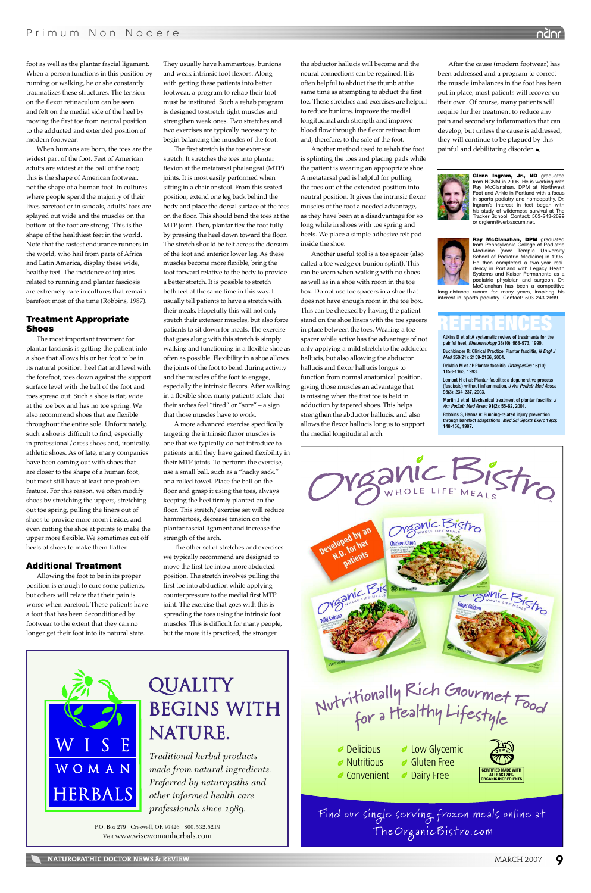foot as well as the plantar fascial ligament. When a person functions in this position by running or walking, he or she constantly traumatizes these structures. The tension on the flexor retinaculum can be seen and felt on the medial side of the heel by moving the first toe from neutral position to the adducted and extended position of modern footwear.

When humans are born, the toes are the widest part of the foot. Feet of American adults are widest at the ball of the foot; this is the shape of American footwear, not the shape of a human foot. In cultures where people spend the majority of their lives barefoot or in sandals, adults' toes are splayed out wide and the muscles on the bottom of the foot are strong. This is the shape of the healthiest feet in the world. Note that the fastest endurance runners in the world, who hail from parts of Africa and Latin America, display these wide, healthy feet. The incidence of injuries related to running and plantar fasciosis are extremely rare in cultures that remain barefoot most of the time (Robbins, 1987).

## Treatment Appropriate Shoes

The most important treatment for plantar fasciosis is getting the patient into a shoe that allows his or her foot to be in its natural position: heel flat and level with the forefoot, toes down against the support surface level with the ball of the foot and toes spread out. Such a shoe is flat, wide at the toe box and has no toe spring. We also recommend shoes that are flexible throughout the entire sole. Unfortunately, such a shoe is difficult to find, especially in professional/dress shoes and, ironically, athletic shoes. As of late, many companies have been coming out with shoes that are closer to the shape of a human foot, but most still have at least one problem feature. For this reason, we often modify shoes by stretching the uppers, stretching out toe spring, pulling the liners out of shoes to provide more room inside, and even cutting the shoe at points to make the upper more flexible. We sometimes cut off heels of shoes to make them flatter.

## Additional Treatment

Allowing the foot to be in its proper position is enough to cure some patients, but others will relate that their pain is worse when barefoot. These patients have a foot that has been deconditioned by footwear to the extent that they can no longer get their foot into its natural state. They usually have hammertoes, bunions and weak intrinsic foot flexors. Along with getting these patients into better footwear, a program to rehab their foot must be instituted. Such a rehab program is designed to stretch tight muscles and strengthen weak ones. Two stretches and two exercises are typically necessary to begin balancing the muscles of the foot.

The first stretch is the toe extensor stretch. It stretches the toes into plantar flexion at the metatarsal phalangeal (MTP) joints. It is most easily performed when sitting in a chair or stool. From this seated position, extend one leg back behind the body and place the dorsal surface of the toes on the floor. This should bend the toes at the MTP joint. Then, plantar flex the foot fully by pressing the heel down toward the floor. The stretch should be felt across the dorsum of the foot and anterior lower leg. As these muscles become more flexible, bring the foot forward relative to the body to provide a better stretch. It is possible to stretch both feet at the same time in this way. I usually tell patients to have a stretch with their meals. Hopefully this will not only stretch their extensor muscles, but also force patients to sit down for meals. The exercise that goes along with this stretch is simply walking and functioning in a flexible shoe as often as possible. Flexibility in a shoe allows the joints of the foot to bend during activity and the muscles of the foot to engage, especially the intrinsic flexors. After walking in a flexible shoe, many patients relate that their arches feel "tired" or "sore" – a sign that those muscles have to work.

A more advanced exercise specifically targeting the intrinsic flexor muscles is one that we typically do not introduce to patients until they have gained flexibility in their MTP joints. To perform the exercise, use a small ball, such as a "hacky sack," or a rolled towel. Place the ball on the floor and grasp it using the toes, always keeping the heel firmly planted on the floor. This stretch/exercise set will reduce hammertoes, decrease tension on the plantar fascial ligament and increase the strength of the arch.

The other set of stretches and exercises we typically recommend are designed to move the first toe into a more abducted position. The stretch involves pulling the first toe into abduction while applying counterpressure to the medial first MTP joint. The exercise that goes with this is spreading the toes using the intrinsic foot muscles. This is difficult for many people, but the more it is practiced, the stronger the abductor hallucis will become and the neural connections can be regained. It is often helpful to abduct the thumb at the same time as attempting to abduct the first toe. These stretches and exercises are helpful to reduce bunions, improve the medial longitudinal arch strength and improve blood flow through the flexor retinaculum and, therefore, to the sole of the foot.

Another method used to rehab the foot is splinting the toes and placing pads while the patient is wearing an appropriate shoe. A metatarsal pad is helpful for pulling the toes out of the extended position into neutral position. It gives the intrinsic flexor muscles of the foot a needed advantage, as they have been at a disadvantage for so long while in shoes with toe spring and heels. We place a simple adhesive felt pad inside the shoe.

Another useful tool is a toe spacer (also called a toe wedge or bunion splint). This can be worn when walking with no shoes as well as in a shoe with room in the toe box. Do not use toe spacers in a shoe that does not have enough room in the toe box. This can be checked by having the patient stand on the shoe liners with the toe spacers in place between the toes. Wearing a toe spacer while active has the advantage of not only applying a mild stretch to the adductor hallucis, but also allowing the abductor hallucis and flexor hallucis longus to function from normal anatomical position, giving those muscles an advantage that is missing when the first toe is held in adduction by tapered shoes. This helps strengthen the abductor hallucis, and also allows the flexor hallucis longus to support the medial longitudinal arch.

After the cause (modern footwear) has been addressed and a program to correct the muscle imbalances in the foot has been put in place, most patients will recover on their own. Of course, many patients will require further treatment to reduce any pain and secondary inflammation that can develop, but unless the cause is addressed, they will continue to be plagued by this painful and debilitating disorder.

**Glenn Ingram, Jr., ND** graduated from NCNM in 2006. He is working with Ray McClanahan, DPM at Northwest Foot and Ankle in Portland with a focus in sports podiatry and homeopathy. Dr. Ingram's interest in feet began with his study of wilderness survival at The Tracker School. Contact: 503-243-2699 or drglenn@verbascum.net.

**Ray McClanahan, DPM** graduated from Pennsylvania College of Podiatric Medicine (now Temple University School of Podiatric Medicine) in 1995. He then completed a two-year residency in Portland with Legacy Health Systems and Kaiser Permanente as a podiatric physician and surgeon. Dr. McClanahan has been a competitive long-distance runner for many years, inspiring his interest in sports podiatry. Contact: 503-243-2699.

## REFERENCES

Atkins D et al: A systematic review of treatments for the painful heel, *Rheumatology* 38(10): 968-973, 1999.

Buchbinder R: Clinical Practice. Plantar fasciitis, *N Engl J Med* 350(21): 2159-2166, 2004.

DeMaio M et al: Plantar fasciitis, *Orthopedics* 16(10): 1153-1163, 1993.

Lemont H et al: Plantar fasciitis: a degenerative process (fasciosis) without inflammation, *J Am Podiatr Med Assoc* 93(3): 234-237, 2003.

Martin J et al: Mechanical treatment of plantar fasciitis, *J Am Podiatr Med Assoc* 91(2): 55-62, 2001.

Robbins S, Hanna A: Running-related injury prevention through barefoot adaptations, *Med Sci Sports Exerc* 19(2): 148-156, 1987.